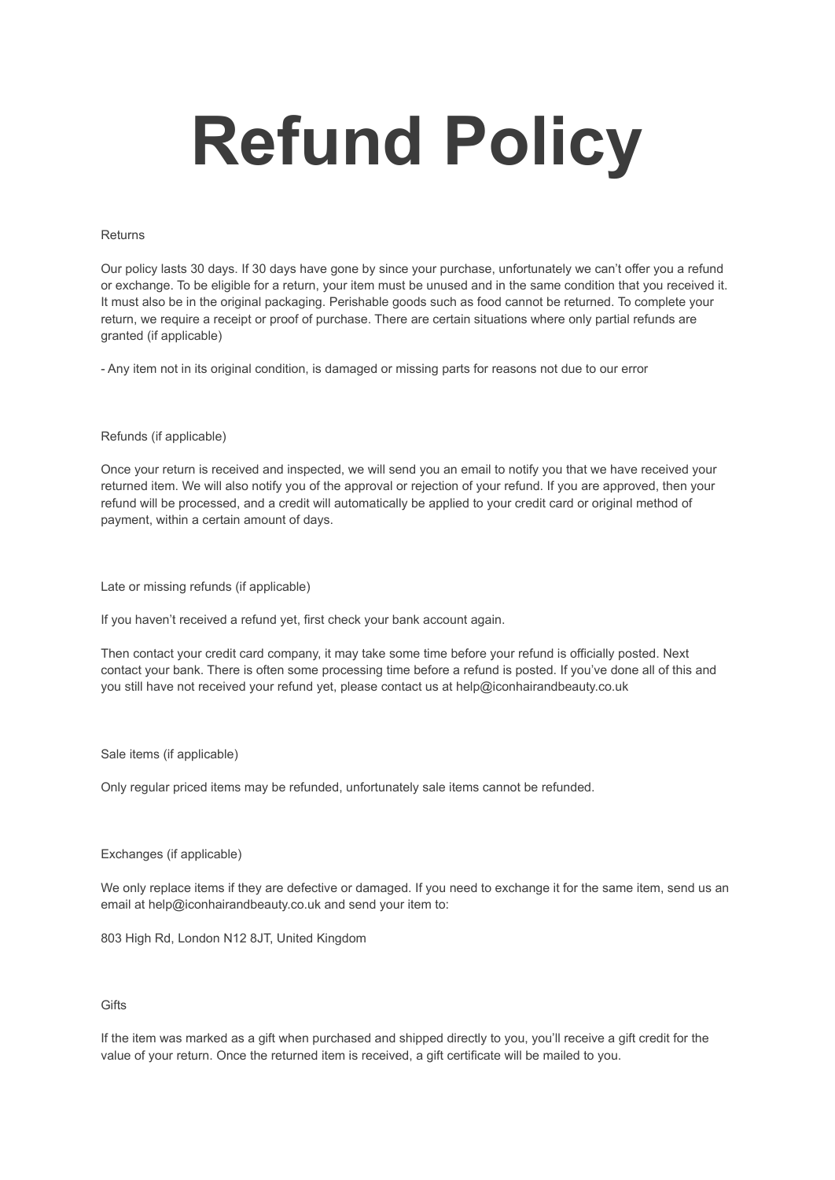# Refund Policy

## Returns

Our policy lasts 30 days. If 30 days have gone by since your purchase, unfortunately we can't offer you a refund or exchange. To be eligible for a return, your item must be unused and in the same condition that you received it. It must also be in the original packaging. Perishable goods such as food cannot be returned. To complete your return, we require a receipt or proof of purchase. There are certain situations where only partial refunds are granted (if applicable)

- Any item not in its original condition, is damaged or missing parts for reasons not due to our error

## Refunds (if applicable)

Once your return is received and inspected, we will send you an email to notify you that we have received your returned item. We will also notify you of the approval or rejection of your refund. If you are approved, then your refund will be processed, and a credit will automatically be applied to your credit card or original method of payment, within a certain amount of days.

## Late or missing refunds (if applicable)

If you haven't received a refund yet, first check your bank account again.

Then contact your credit card company, it may take some time before your refund is officially posted. Next contact your bank. There is often some processing time before a refund is posted. If you've done all of this and you still have not received your refund yet, please contact us at help@iconhairandbeauty.co.uk

## Sale items (if applicable)

Only regular priced items may be refunded, unfortunately sale items cannot be refunded.

## Exchanges (if applicable)

We only replace items if they are defective or damaged. If you need to exchange it for the same item, send us an email at help@iconhairandbeauty.co.uk and send your item to:

803 High Rd, London N12 8JT, United Kingdom

## Gifts

If the item was marked as a gift when purchased and shipped directly to you, you'll receive a gift credit for the value of your return. Once the returned item is received, a gift certificate will be mailed to you.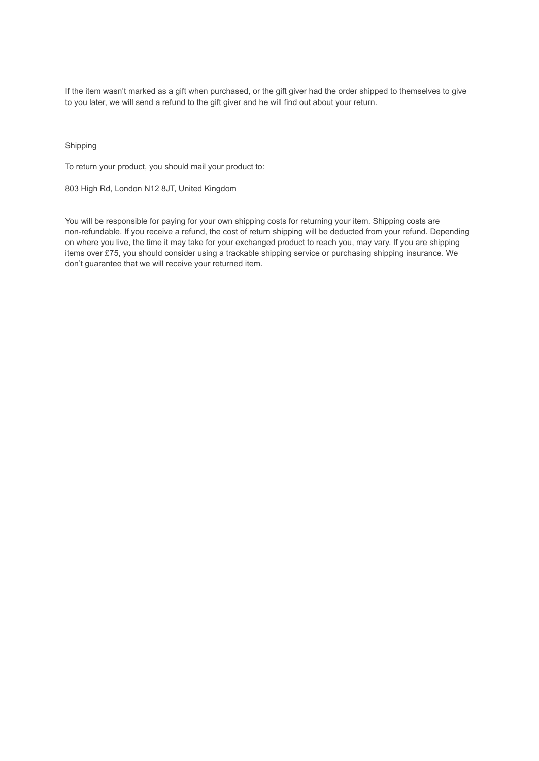If the item wasn't marked as a gift when purchased, or the gift giver had the order shipped to themselves to give to you later, we will send a refund to the gift giver and he will find out about your return.

## Shipping

To return your product, you should mail your product to:

803 High Rd, London N12 8JT, United Kingdom

You will be responsible for paying for your own shipping costs for returning your item. Shipping costs are non-refundable. If you receive a refund, the cost of return shipping will be deducted from your refund. Depending on where you live, the time it may take for your exchanged product to reach you, may vary. If you are shipping items over £75, you should consider using a trackable shipping service or purchasing shipping insurance. We don't guarantee that we will receive your returned item.